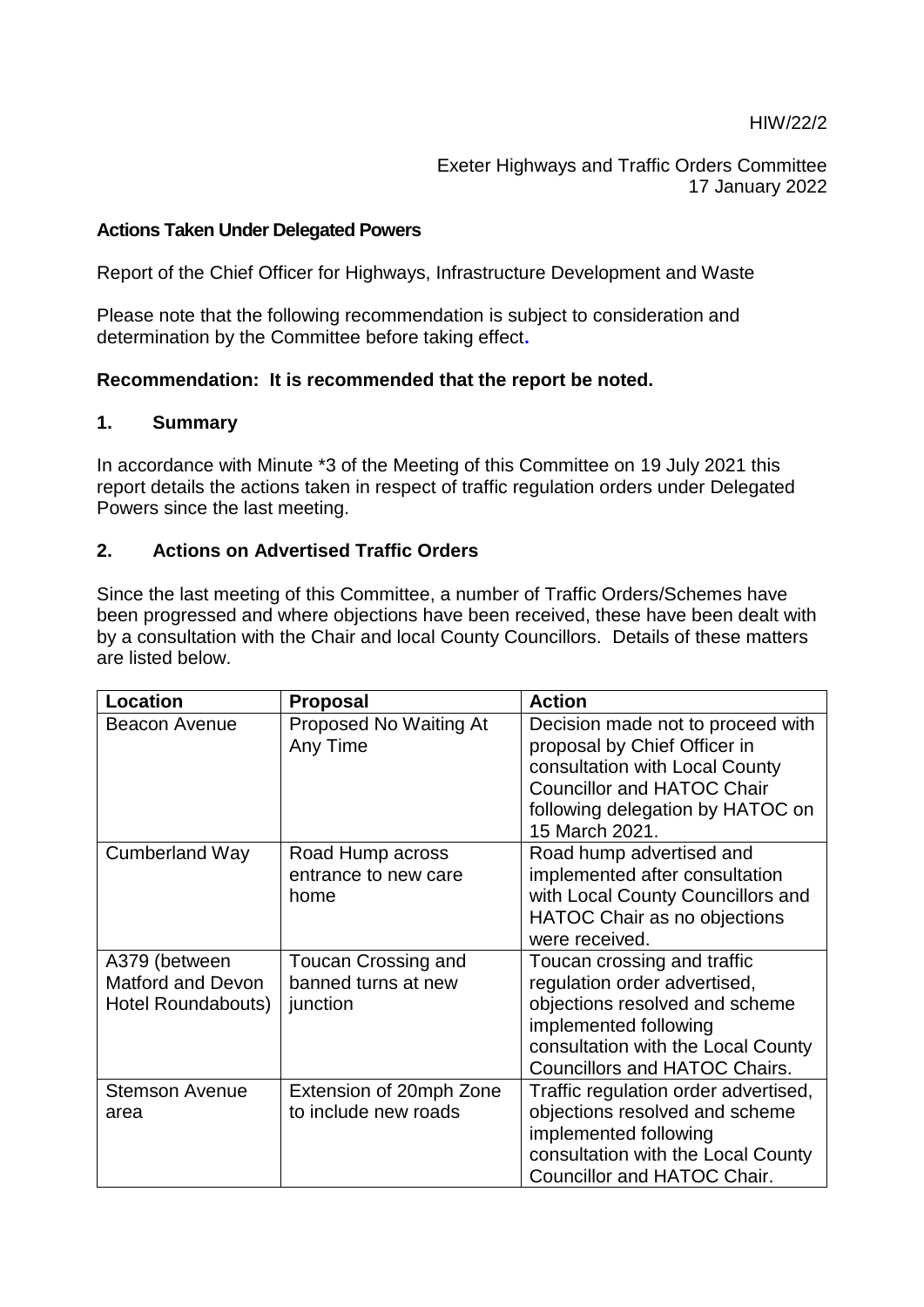HIW/22/2

Exeter Highways and Traffic Orders Committee
17 January 2022

**Actions Taken Under Delegated Powers**

Report of the Chief Officer for Highways, Infrastructure Development and Waste

Please note that the following recommendation is subject to consideration and determination by the Committee before taking effect.

**Recommendation: It is recommended that the report be noted.**

## 1. Summary

In accordance with Minute *3 of the Meeting of this Committee on 19 July 2021 this report details the actions taken in respect of traffic regulation orders under Delegated Powers since the last meeting.

## 2. Actions on Advertised Traffic Orders

Since the last meeting of this Committee, a number of Traffic Orders/Schemes have been progressed and where objections have been received, these have been dealt with by a consultation with the Chair and local County Councillors. Details of these matters are listed below.

| Location | Proposal | Action |
| --- | --- | --- |
| Beacon Avenue | Proposed No Waiting At Any Time | Decision made not to proceed with proposal by Chief Officer in consultation with Local County Councillor and HATOC Chair following delegation by HATOC on 15 March 2021. |
| Cumberland Way | Road Hump across entrance to new care home | Road hump advertised and implemented after consultation with Local County Councillors and HATOC Chair as no objections were received. |
| A379 (between Matford and Devon Hotel Roundabouts) | Toucan Crossing and banned turns at new junction | Toucan crossing and traffic regulation order advertised, objections resolved and scheme implemented following consultation with the Local County Councillors and HATOC Chairs. |
| Stemson Avenue area | Extension of 20mph Zone to include new roads | Traffic regulation order advertised, objections resolved and scheme implemented following consultation with the Local County Councillor and HATOC Chair. |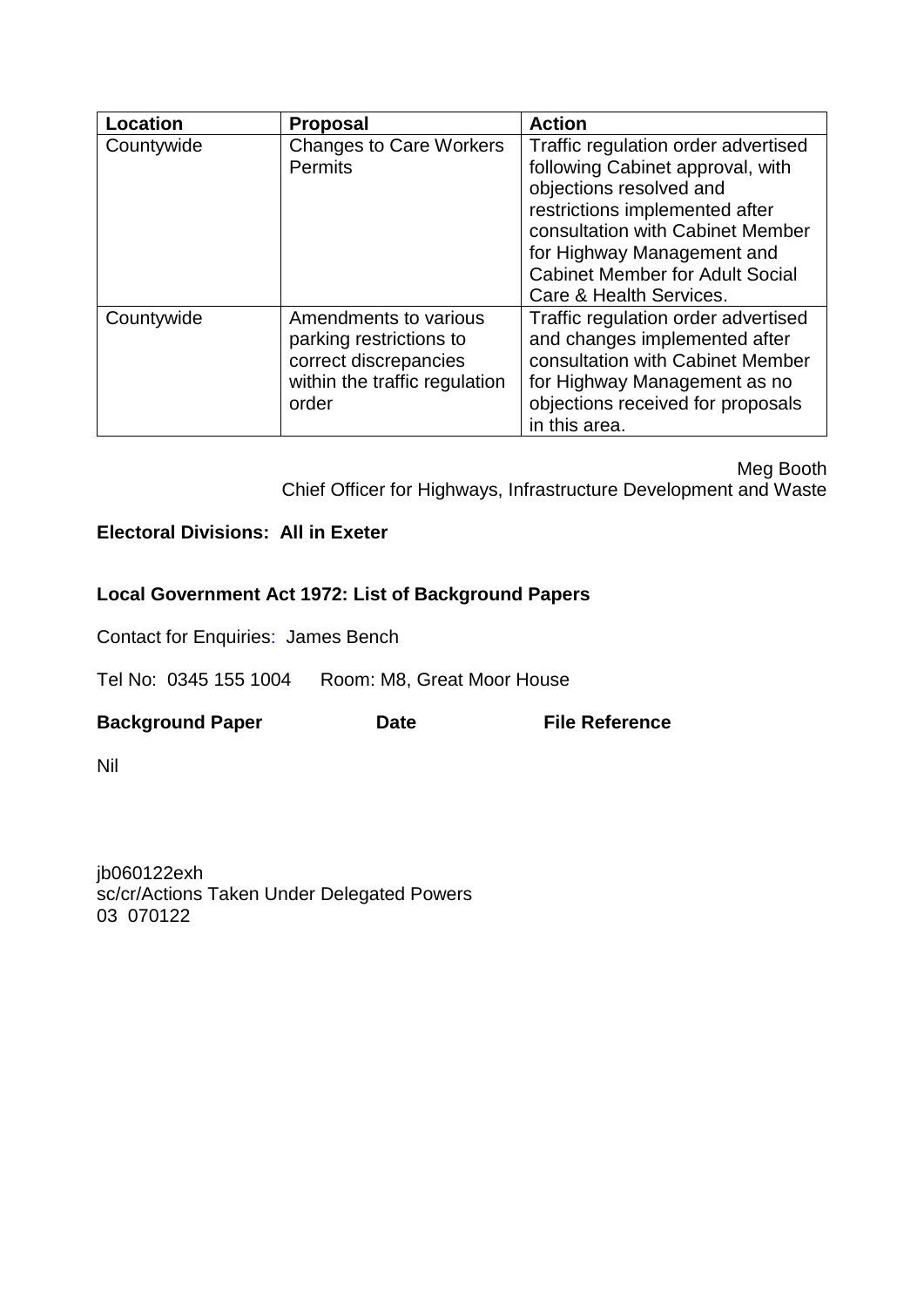| Location | Proposal | Action |
|---|---|---|
| Countywide | Changes to Care Workers Permits | Traffic regulation order advertised following Cabinet approval, with objections resolved and restrictions implemented after consultation with Cabinet Member for Highway Management and Cabinet Member for Adult Social Care & Health Services. |
| Countywide | Amendments to various parking restrictions to correct discrepancies within the traffic regulation order | Traffic regulation order advertised and changes implemented after consultation with Cabinet Member for Highway Management as no objections received for proposals in this area. |

Meg Booth
Chief Officer for Highways, Infrastructure Development and Waste

**Electoral Divisions: All in Exeter**

**Local Government Act 1972: List of Background Papers**

Contact for Enquiries: James Bench

Tel No: 0345 155 1004 Room: M8, Great Moor House

| Background Paper | Date | File Reference |
|---|---|---|
| Nil | | |

jb060122exh
sc/cr/Actions Taken Under Delegated Powers
03 070122